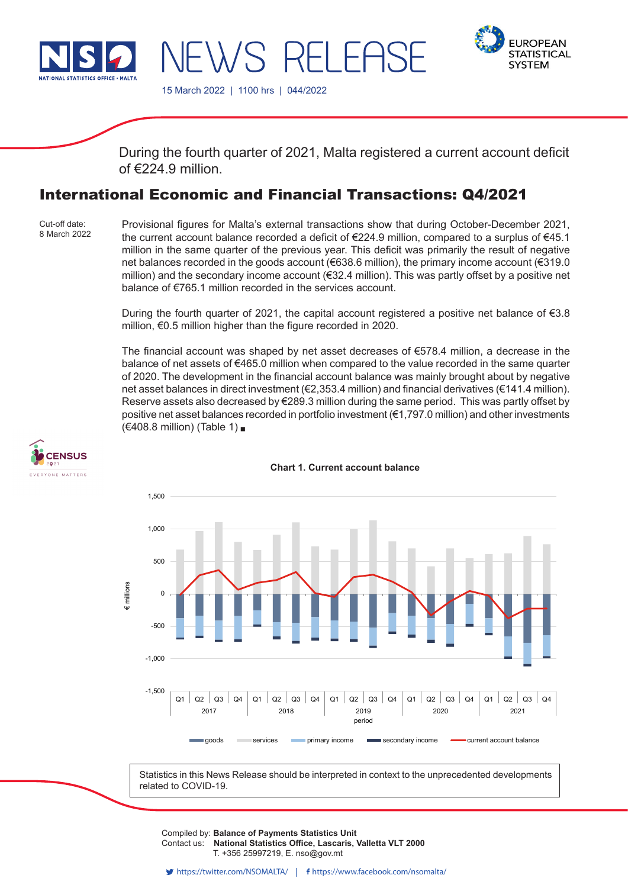NEWS RELEASE

15 March 2022 | 1100 hrs | 044/2022

During the fourth quarter of 2021, Malta registered a current account deficit of €224.9 million.

# International Economic and Financial Transactions: Q4/2021

Cut-off date:
8 March 2022

Provisional figures for Malta's external transactions show that during October-December 2021, the current account balance recorded a deficit of €224.9 million, compared to a surplus of €45.1 million in the same quarter of the previous year. This deficit was primarily the result of negative net balances recorded in the goods account (€638.6 million), the primary income account (€319.0 million) and the secondary income account (€32.4 million). This was partly offset by a positive net balance of €765.1 million recorded in the services account.

During the fourth quarter of 2021, the capital account registered a positive net balance of €3.8 million, €0.5 million higher than the figure recorded in 2020.

The financial account was shaped by net asset decreases of €578.4 million, a decrease in the balance of net assets of €465.0 million when compared to the value recorded in the same quarter of 2020. The development in the financial account balance was mainly brought about by negative net asset balances in direct investment (€2,353.4 million) and financial derivatives (€141.4 million). Reserve assets also decreased by €289.3 million during the same period. This was partly offset by positive net asset balances recorded in portfolio investment (€1,797.0 million) and other investments (€408.8 million) (Table 1) ■

**Chart 1. Current account balance**

Statistics in this News Release should be interpreted in context to the unprecedented developments related to COVID-19.

Compiled by: **Balance of Payments Statistics Unit**
Contact us: **National Statistics Office, Lascaris, Valletta VLT 2000**
T. +356 25997219, E. nso@gov.mt

https://twitter.com/NSOMALTA/ | https://www.facebook.com/nsomalta/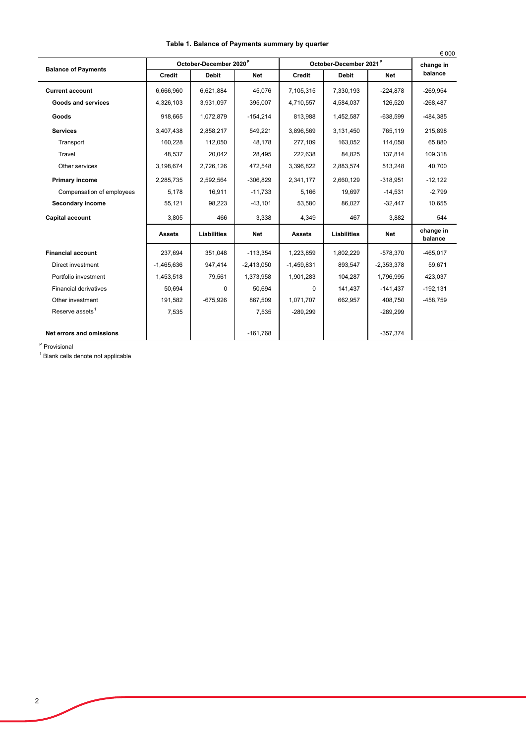**Table 1. Balance of Payments summary by quarter**

€ 000

| Balance of Payments | October-December 2020[P] | | | October-December 2021[P] | | | change in balance |
|---|---|---|---|---|---|---|---|
| | Credit | Debit | Net | Credit | Debit | Net | |
| **Current account** | 6,666,960 | 6,621,884 | 45,076 | 7,105,315 | 7,330,193 | -224,878 | -269,954 |
| **Goods and services** | 4,326,103 | 3,931,097 | 395,007 | 4,710,557 | 4,584,037 | 126,520 | -268,487 |
| **Goods** | 918,665 | 1,072,879 | -154,214 | 813,988 | 1,452,587 | -638,599 | -484,385 |
| **Services** | 3,407,438 | 2,858,217 | 549,221 | 3,896,569 | 3,131,450 | 765,119 | 215,898 |
| Transport | 160,228 | 112,050 | 48,178 | 277,109 | 163,052 | 114,058 | 65,880 |
| Travel | 48,537 | 20,042 | 28,495 | 222,638 | 84,825 | 137,814 | 109,318 |
| Other services | 3,198,674 | 2,726,126 | 472,548 | 3,396,822 | 2,883,574 | 513,248 | 40,700 |
| **Primary income** | 2,285,735 | 2,592,564 | -306,829 | 2,341,177 | 2,660,129 | -318,951 | -12,122 |
| Compensation of employees | 5,178 | 16,911 | -11,733 | 5,166 | 19,697 | -14,531 | -2,799 |
| **Secondary income** | 55,121 | 98,223 | -43,101 | 53,580 | 86,027 | -32,447 | 10,655 |
| **Capital account** | 3,805 | 466 | 3,338 | 4,349 | 467 | 3,882 | 544 |
| | **Assets** | **Liabilities** | **Net** | **Assets** | **Liabilities** | **Net** | **change in balance** |
| **Financial account** | 237,694 | 351,048 | -113,354 | 1,223,859 | 1,802,229 | -578,370 | -465,017 |
| Direct investment | -1,465,636 | 947,414 | -2,413,050 | -1,459,831 | 893,547 | -2,353,378 | 59,671 |
| Portfolio investment | 1,453,518 | 79,561 | 1,373,958 | 1,901,283 | 104,287 | 1,796,995 | 423,037 |
| Financial derivatives | 50,694 | 0 | 50,694 | 0 | 141,437 | -141,437 | -192,131 |
| Other investment | 191,582 | -675,926 | 867,509 | 1,071,707 | 662,957 | 408,750 | -458,759 |
| Reserve assets[1] | 7,535 | | 7,535 | -289,299 | | -289,299 | |
| **Net errors and omissions** | | | -161,768 | | | -357,374 | |

[P] Provisional

[1] Blank cells denote not applicable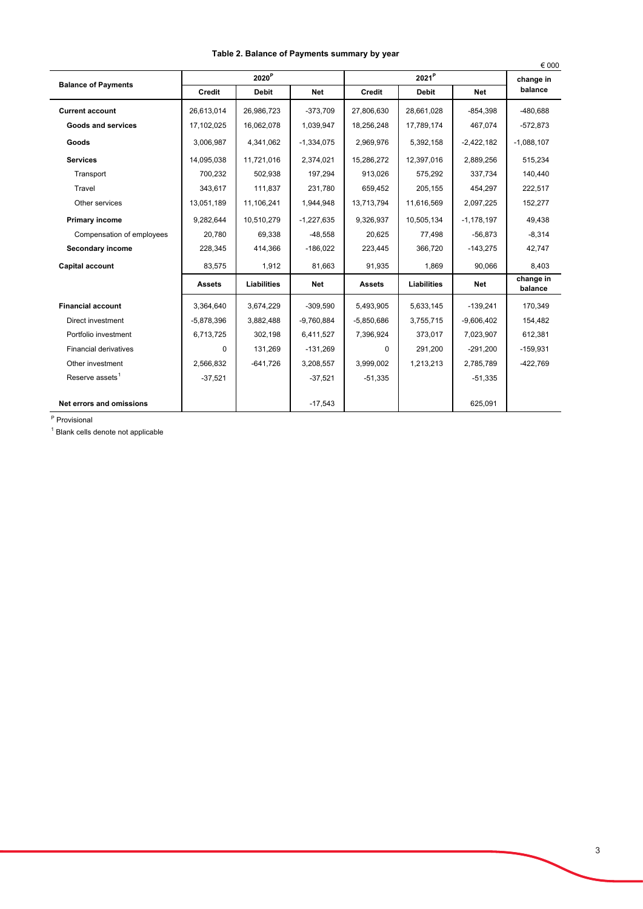**Table 2. Balance of Payments summary by year**

€ 000

| Balance of Payments | 2020[P] | | | 2021[P] | | | change in balance |
|---|---|---|---|---|---|---|---|
| | Credit | Debit | Net | Credit | Debit | Net | |
| **Current account** | 26,613,014 | 26,986,723 | -373,709 | 27,806,630 | 28,661,028 | -854,398 | -480,688 |
| **Goods and services** | 17,102,025 | 16,062,078 | 1,039,947 | 18,256,248 | 17,789,174 | 467,074 | -572,873 |
| **Goods** | 3,006,987 | 4,341,062 | -1,334,075 | 2,969,976 | 5,392,158 | -2,422,182 | -1,088,107 |
| **Services** | 14,095,038 | 11,721,016 | 2,374,021 | 15,286,272 | 12,397,016 | 2,889,256 | 515,234 |
| Transport | 700,232 | 502,938 | 197,294 | 913,026 | 575,292 | 337,734 | 140,440 |
| Travel | 343,617 | 111,837 | 231,780 | 659,452 | 205,155 | 454,297 | 222,517 |
| Other services | 13,051,189 | 11,106,241 | 1,944,948 | 13,713,794 | 11,616,569 | 2,097,225 | 152,277 |
| **Primary income** | 9,282,644 | 10,510,279 | -1,227,635 | 9,326,937 | 10,505,134 | -1,178,197 | 49,438 |
| Compensation of employees | 20,780 | 69,338 | -48,558 | 20,625 | 77,498 | -56,873 | -8,314 |
| **Secondary income** | 228,345 | 414,366 | -186,022 | 223,445 | 366,720 | -143,275 | 42,747 |
| **Capital account** | 83,575 | 1,912 | 81,663 | 91,935 | 1,869 | 90,066 | 8,403 |
| | **Assets** | **Liabilities** | **Net** | **Assets** | **Liabilities** | **Net** | **change in balance** |
| **Financial account** | 3,364,640 | 3,674,229 | -309,590 | 5,493,905 | 5,633,145 | -139,241 | 170,349 |
| Direct investment | -5,878,396 | 3,882,488 | -9,760,884 | -5,850,686 | 3,755,715 | -9,606,402 | 154,482 |
| Portfolio investment | 6,713,725 | 302,198 | 6,411,527 | 7,396,924 | 373,017 | 7,023,907 | 612,381 |
| Financial derivatives | 0 | 131,269 | -131,269 | 0 | 291,200 | -291,200 | -159,931 |
| Other investment | 2,566,832 | -641,726 | 3,208,557 | 3,999,002 | 1,213,213 | 2,785,789 | -422,769 |
| Reserve assets[1] | -37,521 | | -37,521 | -51,335 | | -51,335 | |
| **Net errors and omissions** | | | -17,543 | | | 625,091 | |

[P] Provisional

[1] Blank cells denote not applicable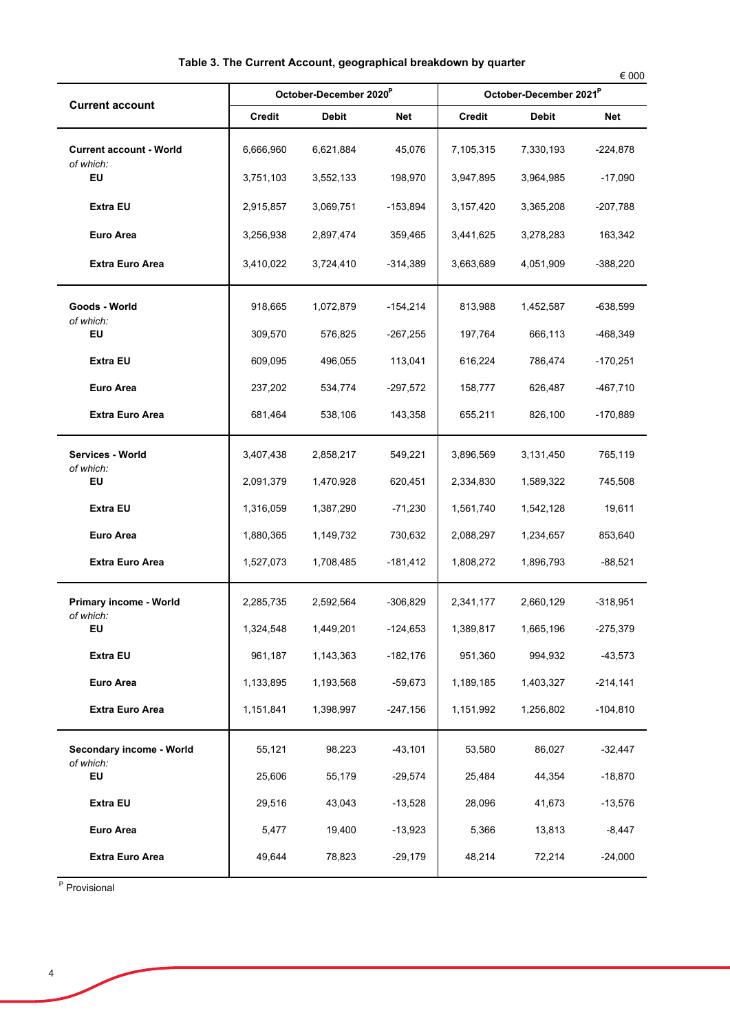**Table 3. The Current Account, geographical breakdown by quarter**

€ 000

| Current account | October-December 2020[P] | | | October-December 2021[P] | | |
|---|---|---|---|---|---|---|
| | Credit | Debit | Net | Credit | Debit | Net |
| **Current account - World** | 6,666,960 | 6,621,884 | 45,076 | 7,105,315 | 7,330,193 | -224,878 |
| *of which:* | | | | | | |
| **EU** | 3,751,103 | 3,552,133 | 198,970 | 3,947,895 | 3,964,985 | -17,090 |
| **Extra EU** | 2,915,857 | 3,069,751 | -153,894 | 3,157,420 | 3,365,208 | -207,788 |
| **Euro Area** | 3,256,938 | 2,897,474 | 359,465 | 3,441,625 | 3,278,283 | 163,342 |
| **Extra Euro Area** | 3,410,022 | 3,724,410 | -314,389 | 3,663,689 | 4,051,909 | -388,220 |
| **Goods - World** | 918,665 | 1,072,879 | -154,214 | 813,988 | 1,452,587 | -638,599 |
| *of which:* | | | | | | |
| **EU** | 309,570 | 576,825 | -267,255 | 197,764 | 666,113 | -468,349 |
| **Extra EU** | 609,095 | 496,055 | 113,041 | 616,224 | 786,474 | -170,251 |
| **Euro Area** | 237,202 | 534,774 | -297,572 | 158,777 | 626,487 | -467,710 |
| **Extra Euro Area** | 681,464 | 538,106 | 143,358 | 655,211 | 826,100 | -170,889 |
| **Services - World** | 3,407,438 | 2,858,217 | 549,221 | 3,896,569 | 3,131,450 | 765,119 |
| *of which:* | | | | | | |
| **EU** | 2,091,379 | 1,470,928 | 620,451 | 2,334,830 | 1,589,322 | 745,508 |
| **Extra EU** | 1,316,059 | 1,387,290 | -71,230 | 1,561,740 | 1,542,128 | 19,611 |
| **Euro Area** | 1,880,365 | 1,149,732 | 730,632 | 2,088,297 | 1,234,657 | 853,640 |
| **Extra Euro Area** | 1,527,073 | 1,708,485 | -181,412 | 1,808,272 | 1,896,793 | -88,521 |
| **Primary income - World** | 2,285,735 | 2,592,564 | -306,829 | 2,341,177 | 2,660,129 | -318,951 |
| *of which:* | | | | | | |
| **EU** | 1,324,548 | 1,449,201 | -124,653 | 1,389,817 | 1,665,196 | -275,379 |
| **Extra EU** | 961,187 | 1,143,363 | -182,176 | 951,360 | 994,932 | -43,573 |
| **Euro Area** | 1,133,895 | 1,193,568 | -59,673 | 1,189,185 | 1,403,327 | -214,141 |
| **Extra Euro Area** | 1,151,841 | 1,398,997 | -247,156 | 1,151,992 | 1,256,802 | -104,810 |
| **Secondary income - World** | 55,121 | 98,223 | -43,101 | 53,580 | 86,027 | -32,447 |
| *of which:* | | | | | | |
| **EU** | 25,606 | 55,179 | -29,574 | 25,484 | 44,354 | -18,870 |
| **Extra EU** | 29,516 | 43,043 | -13,528 | 28,096 | 41,673 | -13,576 |
| **Euro Area** | 5,477 | 19,400 | -13,923 | 5,366 | 13,813 | -8,447 |
| **Extra Euro Area** | 49,644 | 78,823 | -29,179 | 48,214 | 72,214 | -24,000 |

[P] Provisional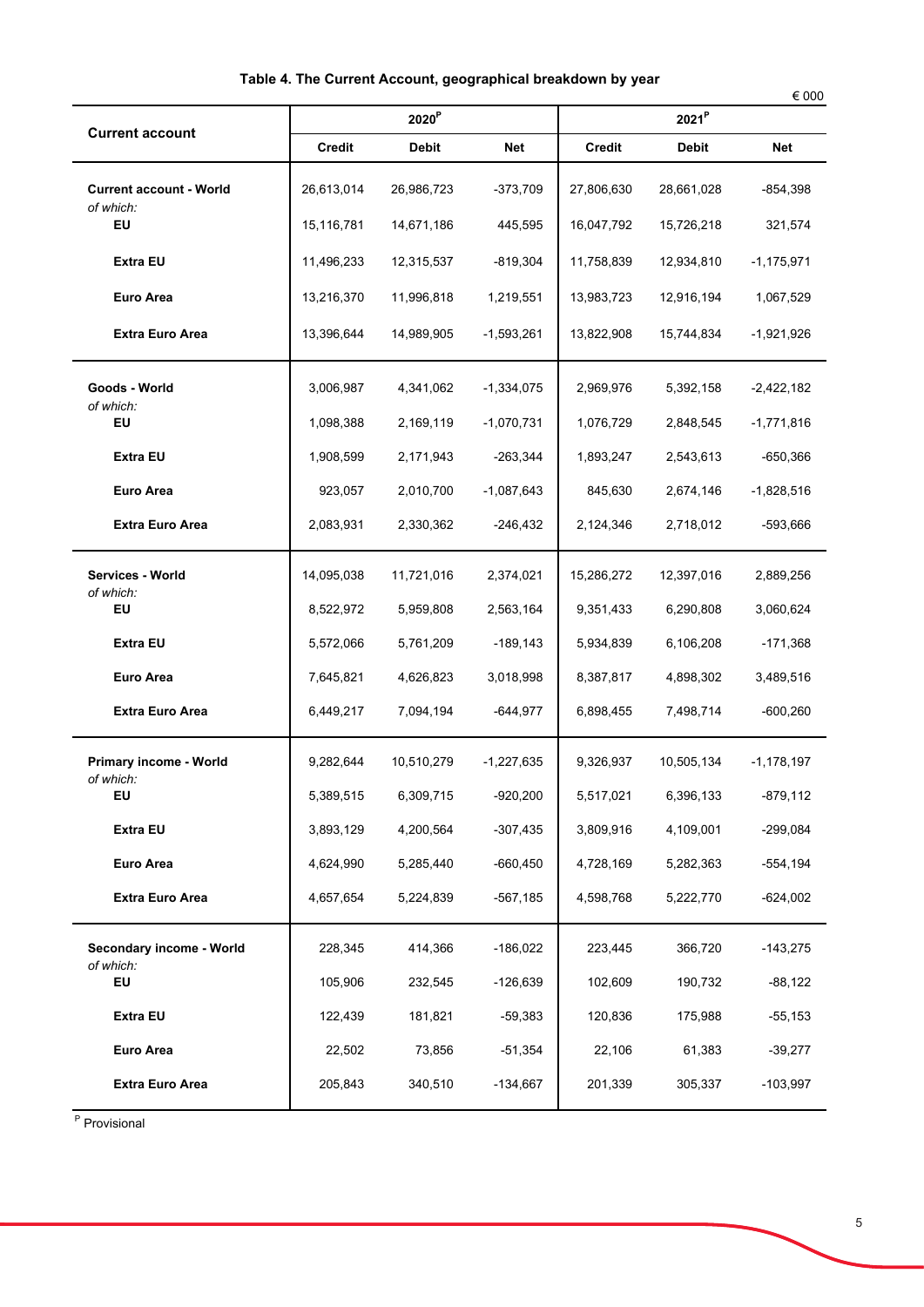**Table 4. The Current Account, geographical breakdown by year**

€ 000

| Current account | 2020[P] | | | 2021[P] | | |
|---|---|---|---|---|---|---|
| | Credit | Debit | Net | Credit | Debit | Net |
| **Current account - World** | 26,613,014 | 26,986,723 | -373,709 | 27,806,630 | 28,661,028 | -854,398 |
| *of which:* **EU** | 15,116,781 | 14,671,186 | 445,595 | 16,047,792 | 15,726,218 | 321,574 |
| **Extra EU** | 11,496,233 | 12,315,537 | -819,304 | 11,758,839 | 12,934,810 | -1,175,971 |
| **Euro Area** | 13,216,370 | 11,996,818 | 1,219,551 | 13,983,723 | 12,916,194 | 1,067,529 |
| **Extra Euro Area** | 13,396,644 | 14,989,905 | -1,593,261 | 13,822,908 | 15,744,834 | -1,921,926 |
| **Goods - World** | 3,006,987 | 4,341,062 | -1,334,075 | 2,969,976 | 5,392,158 | -2,422,182 |
| *of which:* **EU** | 1,098,388 | 2,169,119 | -1,070,731 | 1,076,729 | 2,848,545 | -1,771,816 |
| **Extra EU** | 1,908,599 | 2,171,943 | -263,344 | 1,893,247 | 2,543,613 | -650,366 |
| **Euro Area** | 923,057 | 2,010,700 | -1,087,643 | 845,630 | 2,674,146 | -1,828,516 |
| **Extra Euro Area** | 2,083,931 | 2,330,362 | -246,432 | 2,124,346 | 2,718,012 | -593,666 |
| **Services - World** | 14,095,038 | 11,721,016 | 2,374,021 | 15,286,272 | 12,397,016 | 2,889,256 |
| *of which:* **EU** | 8,522,972 | 5,959,808 | 2,563,164 | 9,351,433 | 6,290,808 | 3,060,624 |
| **Extra EU** | 5,572,066 | 5,761,209 | -189,143 | 5,934,839 | 6,106,208 | -171,368 |
| **Euro Area** | 7,645,821 | 4,626,823 | 3,018,998 | 8,387,817 | 4,898,302 | 3,489,516 |
| **Extra Euro Area** | 6,449,217 | 7,094,194 | -644,977 | 6,898,455 | 7,498,714 | -600,260 |
| **Primary income - World** | 9,282,644 | 10,510,279 | -1,227,635 | 9,326,937 | 10,505,134 | -1,178,197 |
| *of which:* **EU** | 5,389,515 | 6,309,715 | -920,200 | 5,517,021 | 6,396,133 | -879,112 |
| **Extra EU** | 3,893,129 | 4,200,564 | -307,435 | 3,809,916 | 4,109,001 | -299,084 |
| **Euro Area** | 4,624,990 | 5,285,440 | -660,450 | 4,728,169 | 5,282,363 | -554,194 |
| **Extra Euro Area** | 4,657,654 | 5,224,839 | -567,185 | 4,598,768 | 5,222,770 | -624,002 |
| **Secondary income - World** | 228,345 | 414,366 | -186,022 | 223,445 | 366,720 | -143,275 |
| *of which:* **EU** | 105,906 | 232,545 | -126,639 | 102,609 | 190,732 | -88,122 |
| **Extra EU** | 122,439 | 181,821 | -59,383 | 120,836 | 175,988 | -55,153 |
| **Euro Area** | 22,502 | 73,856 | -51,354 | 22,106 | 61,383 | -39,277 |
| **Extra Euro Area** | 205,843 | 340,510 | -134,667 | 201,339 | 305,337 | -103,997 |

[P] Provisional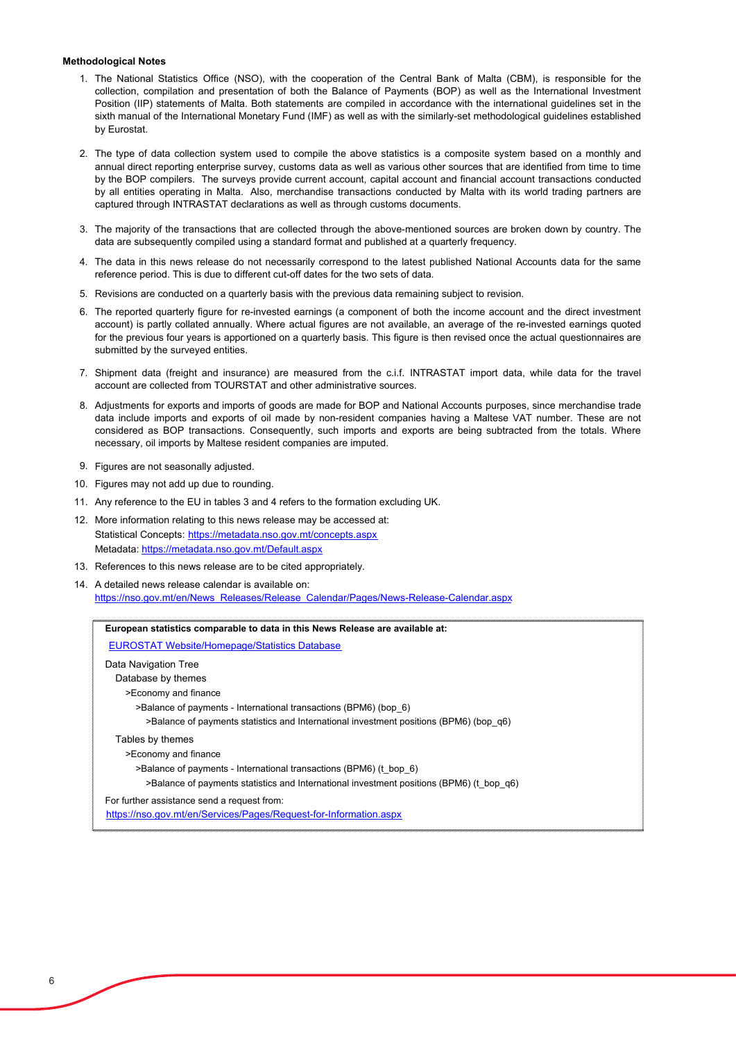**Methodological Notes**

1. The National Statistics Office (NSO), with the cooperation of the Central Bank of Malta (CBM), is responsible for the collection, compilation and presentation of both the Balance of Payments (BOP) as well as the International Investment Position (IIP) statements of Malta. Both statements are compiled in accordance with the international guidelines set in the sixth manual of the International Monetary Fund (IMF) as well as with the similarly-set methodological guidelines established by Eurostat.

2. The type of data collection system used to compile the above statistics is a composite system based on a monthly and annual direct reporting enterprise survey, customs data as well as various other sources that are identified from time to time by the BOP compilers. The surveys provide current account, capital account and financial account transactions conducted by all entities operating in Malta. Also, merchandise transactions conducted by Malta with its world trading partners are captured through INTRASTAT declarations as well as through customs documents.

3. The majority of the transactions that are collected through the above-mentioned sources are broken down by country. The data are subsequently compiled using a standard format and published at a quarterly frequency.

4. The data in this news release do not necessarily correspond to the latest published National Accounts data for the same reference period. This is due to different cut-off dates for the two sets of data.

5. Revisions are conducted on a quarterly basis with the previous data remaining subject to revision.

6. The reported quarterly figure for re-invested earnings (a component of both the income account and the direct investment account) is partly collated annually. Where actual figures are not available, an average of the re-invested earnings quoted for the previous four years is apportioned on a quarterly basis. This figure is then revised once the actual questionnaires are submitted by the surveyed entities.

7. Shipment data (freight and insurance) are measured from the c.i.f. INTRASTAT import data, while data for the travel account are collected from TOURSTAT and other administrative sources.

8. Adjustments for exports and imports of goods are made for BOP and National Accounts purposes, since merchandise trade data include imports and exports of oil made by non-resident companies having a Maltese VAT number. These are not considered as BOP transactions. Consequently, such imports and exports are being subtracted from the totals. Where necessary, oil imports by Maltese resident companies are imputed.

9. Figures are not seasonally adjusted.

10. Figures may not add up due to rounding.

11. Any reference to the EU in tables 3 and 4 refers to the formation excluding UK.

12. More information relating to this news release may be accessed at:
    Statistical Concepts: https://metadata.nso.gov.mt/concepts.aspx
    Metadata: https://metadata.nso.gov.mt/Default.aspx

13. References to this news release are to be cited appropriately.

14. A detailed news release calendar is available on:
    https://nso.gov.mt/en/News_Releases/Release_Calendar/Pages/News-Release-Calendar.aspx

**European statistics comparable to data in this News Release are available at:**

EUROSTAT Website/Homepage/Statistics Database

Data Navigation Tree
- Database by themes
  - >Economy and finance
    - >Balance of payments - International transactions (BPM6) (bop_6)
      - >Balance of payments statistics and International investment positions (BPM6) (bop_q6)
- Tables by themes
  - >Economy and finance
    - >Balance of payments - International transactions (BPM6) (t_bop_6)
      - >Balance of payments statistics and International investment positions (BPM6) (t_bop_q6)

For further assistance send a request from:
https://nso.gov.mt/en/Services/Pages/Request-for-Information.aspx